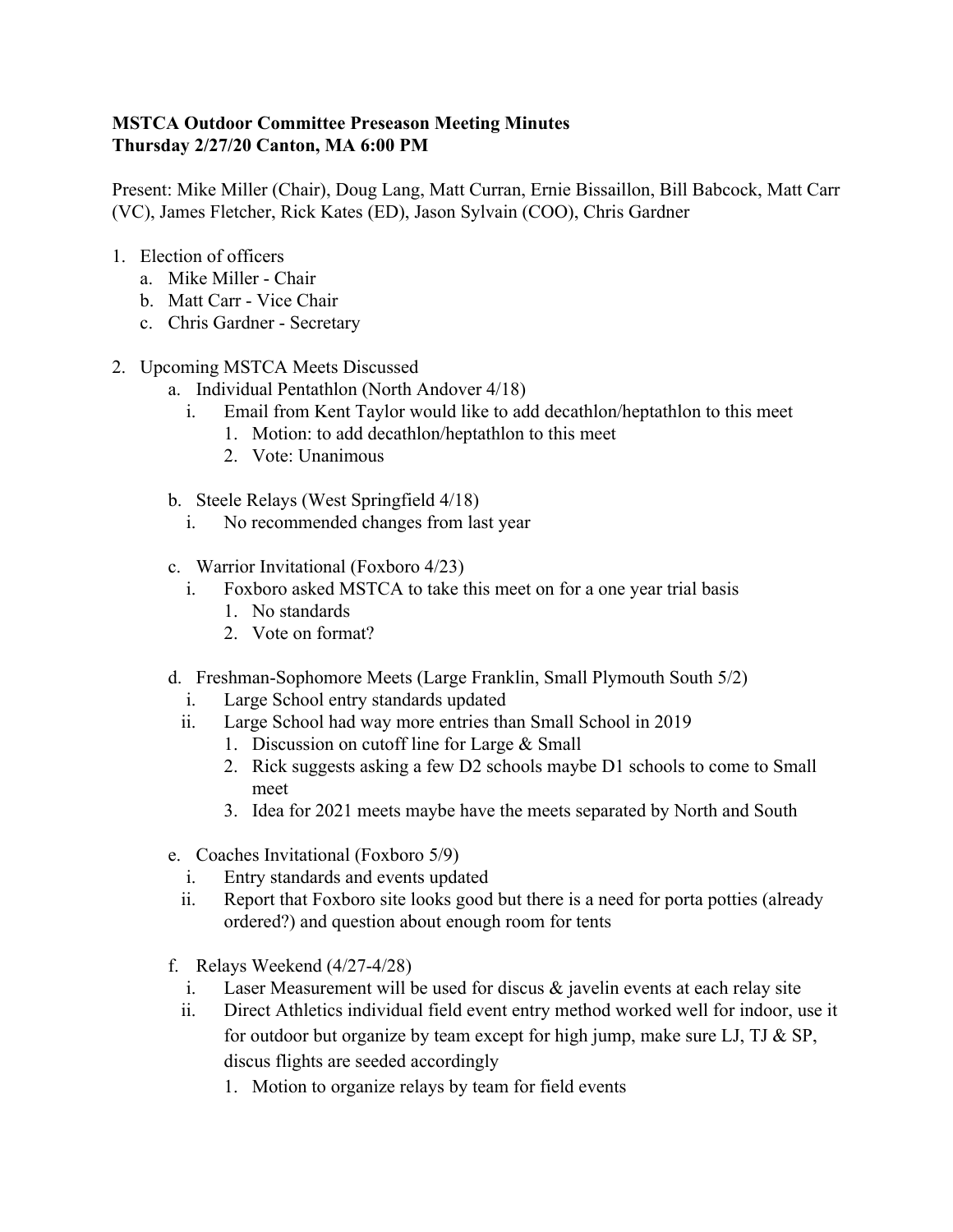**MSTCA Outdoor Committee Preseason Meeting Minutes**
**Thursday 2/27/20 Canton, MA 6:00 PM**

Present: Mike Miller (Chair), Doug Lang, Matt Curran, Ernie Bissaillon, Bill Babcock, Matt Carr (VC), James Fletcher, Rick Kates (ED), Jason Sylvain (COO), Chris Gardner

1. Election of officers
   a. Mike Miller - Chair
   b. Matt Carr - Vice Chair
   c. Chris Gardner - Secretary

2. Upcoming MSTCA Meets Discussed
   a. Individual Pentathlon (North Andover 4/18)
      i. Email from Kent Taylor would like to add decathlon/heptathlon to this meet
         1. Motion: to add decathlon/heptathlon to this meet
         2. Vote: Unanimous

   b. Steele Relays (West Springfield 4/18)
      i. No recommended changes from last year

   c. Warrior Invitational (Foxboro 4/23)
      i. Foxboro asked MSTCA to take this meet on for a one year trial basis
         1. No standards
         2. Vote on format?

   d. Freshman-Sophomore Meets (Large Franklin, Small Plymouth South 5/2)
      i. Large School entry standards updated
      ii. Large School had way more entries than Small School in 2019
         1. Discussion on cutoff line for Large & Small
         2. Rick suggests asking a few D2 schools maybe D1 schools to come to Small meet
         3. Idea for 2021 meets maybe have the meets separated by North and South

   e. Coaches Invitational (Foxboro 5/9)
      i. Entry standards and events updated
      ii. Report that Foxboro site looks good but there is a need for porta potties (already ordered?) and question about enough room for tents

   f. Relays Weekend (4/27-4/28)
      i. Laser Measurement will be used for discus & javelin events at each relay site
      ii. Direct Athletics individual field event entry method worked well for indoor, use it for outdoor but organize by team except for high jump, make sure LJ, TJ & SP, discus flights are seeded accordingly
         1. Motion to organize relays by team for field events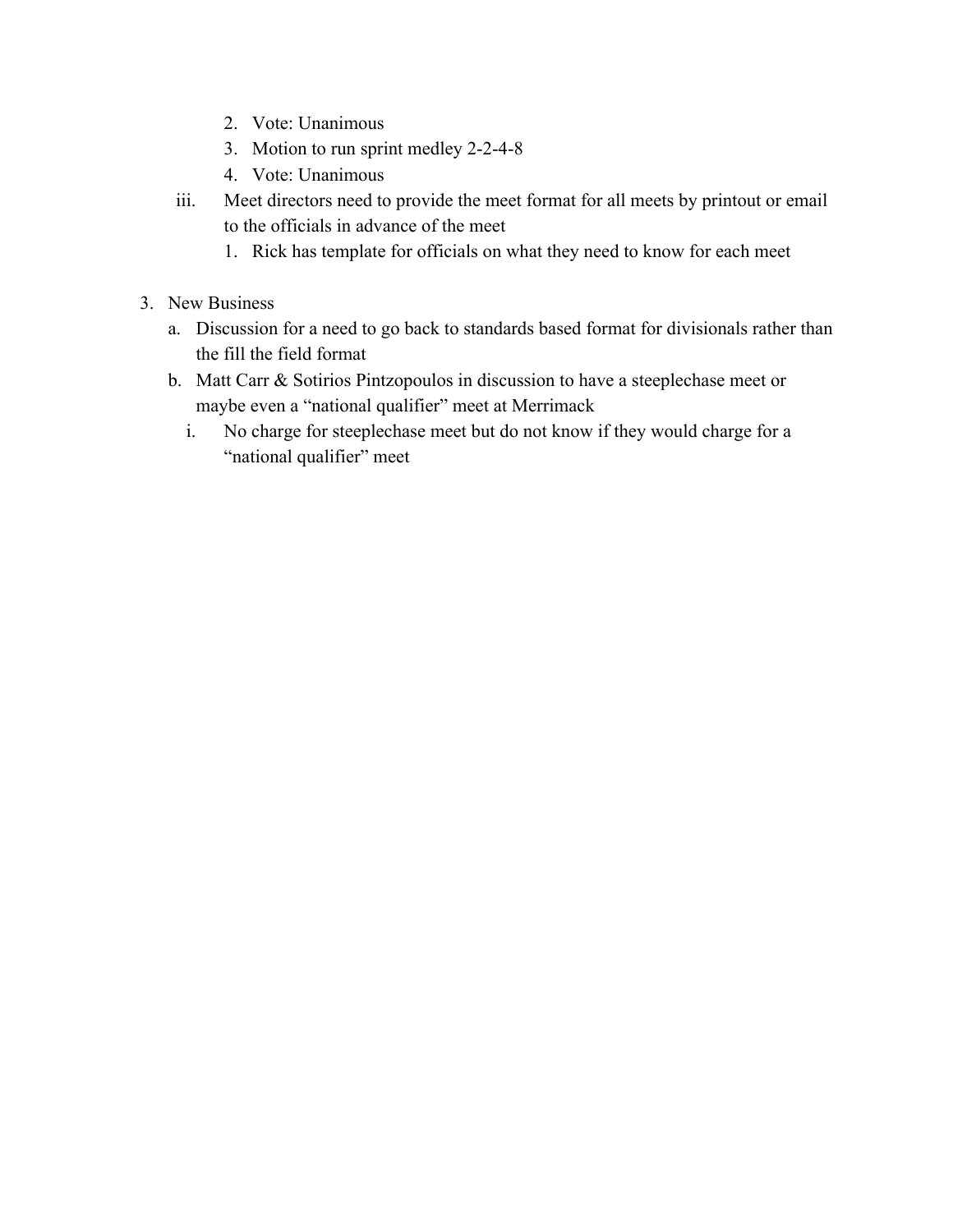2. Vote: Unanimous
3. Motion to run sprint medley 2-2-4-8
4. Vote: Unanimous

iii. Meet directors need to provide the meet format for all meets by printout or email to the officials in advance of the meet
   1. Rick has template for officials on what they need to know for each meet

3. New Business
   a. Discussion for a need to go back to standards based format for divisionals rather than the fill the field format
   b. Matt Carr & Sotirios Pintzopoulos in discussion to have a steeplechase meet or maybe even a “national qualifier” meet at Merrimack
      i. No charge for steeplechase meet but do not know if they would charge for a “national qualifier” meet